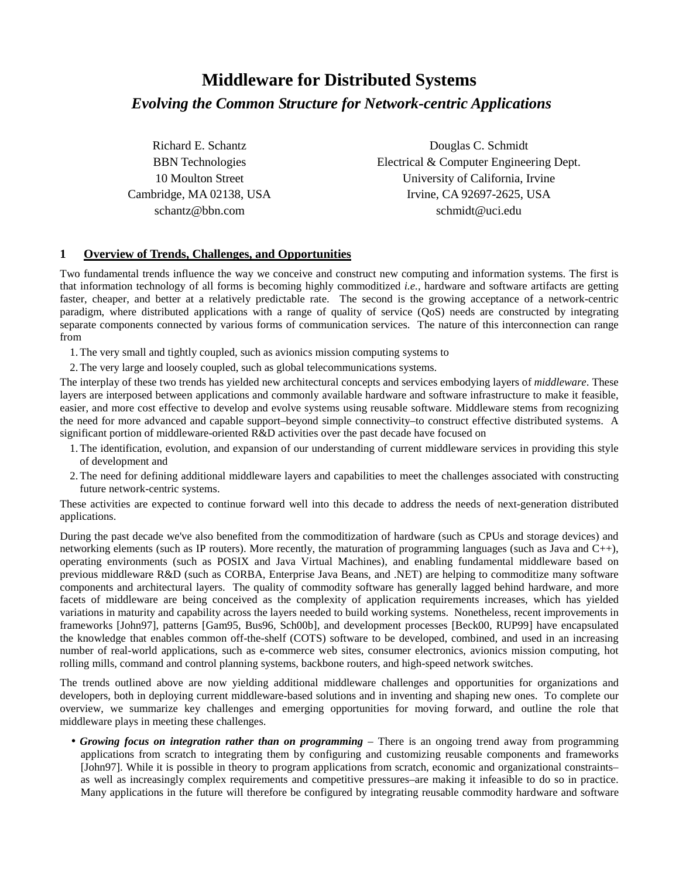# Middleware for Distributed Systems

## *Evolving the Common Structure for Network-centric Applications*

Richard E. Schantz
BBN Technologies
10 Moulton Street
Cambridge, MA 02138, USA
schantz@bbn.com

Douglas C. Schmidt
Electrical & Computer Engineering Dept.
University of California, Irvine
Irvine, CA 92697-2625, USA
schmidt@uci.edu

## 1 Overview of Trends, Challenges, and Opportunities

Two fundamental trends influence the way we conceive and construct new computing and information systems. The first is that information technology of all forms is becoming highly commoditized *i.e.,* hardware and software artifacts are getting faster, cheaper, and better at a relatively predictable rate. The second is the growing acceptance of a network-centric paradigm, where distributed applications with a range of quality of service (QoS) needs are constructed by integrating separate components connected by various forms of communication services. The nature of this interconnection can range from

1. The very small and tightly coupled, such as avionics mission computing systems to
2. The very large and loosely coupled, such as global telecommunications systems.

The interplay of these two trends has yielded new architectural concepts and services embodying layers of *middleware*. These layers are interposed between applications and commonly available hardware and software infrastructure to make it feasible, easier, and more cost effective to develop and evolve systems using reusable software. Middleware stems from recognizing the need for more advanced and capable support–beyond simple connectivity–to construct effective distributed systems. A significant portion of middleware-oriented R&D activities over the past decade have focused on

1. The identification, evolution, and expansion of our understanding of current middleware services in providing this style of development and
2. The need for defining additional middleware layers and capabilities to meet the challenges associated with constructing future network-centric systems.

These activities are expected to continue forward well into this decade to address the needs of next-generation distributed applications.

During the past decade we've also benefited from the commoditization of hardware (such as CPUs and storage devices) and networking elements (such as IP routers). More recently, the maturation of programming languages (such as Java and C++), operating environments (such as POSIX and Java Virtual Machines), and enabling fundamental middleware based on previous middleware R&D (such as CORBA, Enterprise Java Beans, and .NET) are helping to commoditize many software components and architectural layers. The quality of commodity software has generally lagged behind hardware, and more facets of middleware are being conceived as the complexity of application requirements increases, which has yielded variations in maturity and capability across the layers needed to build working systems. Nonetheless, recent improvements in frameworks [John97], patterns [Gam95, Bus96, Sch00b], and development processes [Beck00, RUP99] have encapsulated the knowledge that enables common off-the-shelf (COTS) software to be developed, combined, and used in an increasing number of real-world applications, such as e-commerce web sites, consumer electronics, avionics mission computing, hot rolling mills, command and control planning systems, backbone routers, and high-speed network switches.

The trends outlined above are now yielding additional middleware challenges and opportunities for organizations and developers, both in deploying current middleware-based solutions and in inventing and shaping new ones. To complete our overview, we summarize key challenges and emerging opportunities for moving forward, and outline the role that middleware plays in meeting these challenges.

- ***Growing focus on integration rather than on programming*** – There is an ongoing trend away from programming applications from scratch to integrating them by configuring and customizing reusable components and frameworks [John97]. While it is possible in theory to program applications from scratch, economic and organizational constraints–as well as increasingly complex requirements and competitive pressures–are making it infeasible to do so in practice. Many applications in the future will therefore be configured by integrating reusable commodity hardware and software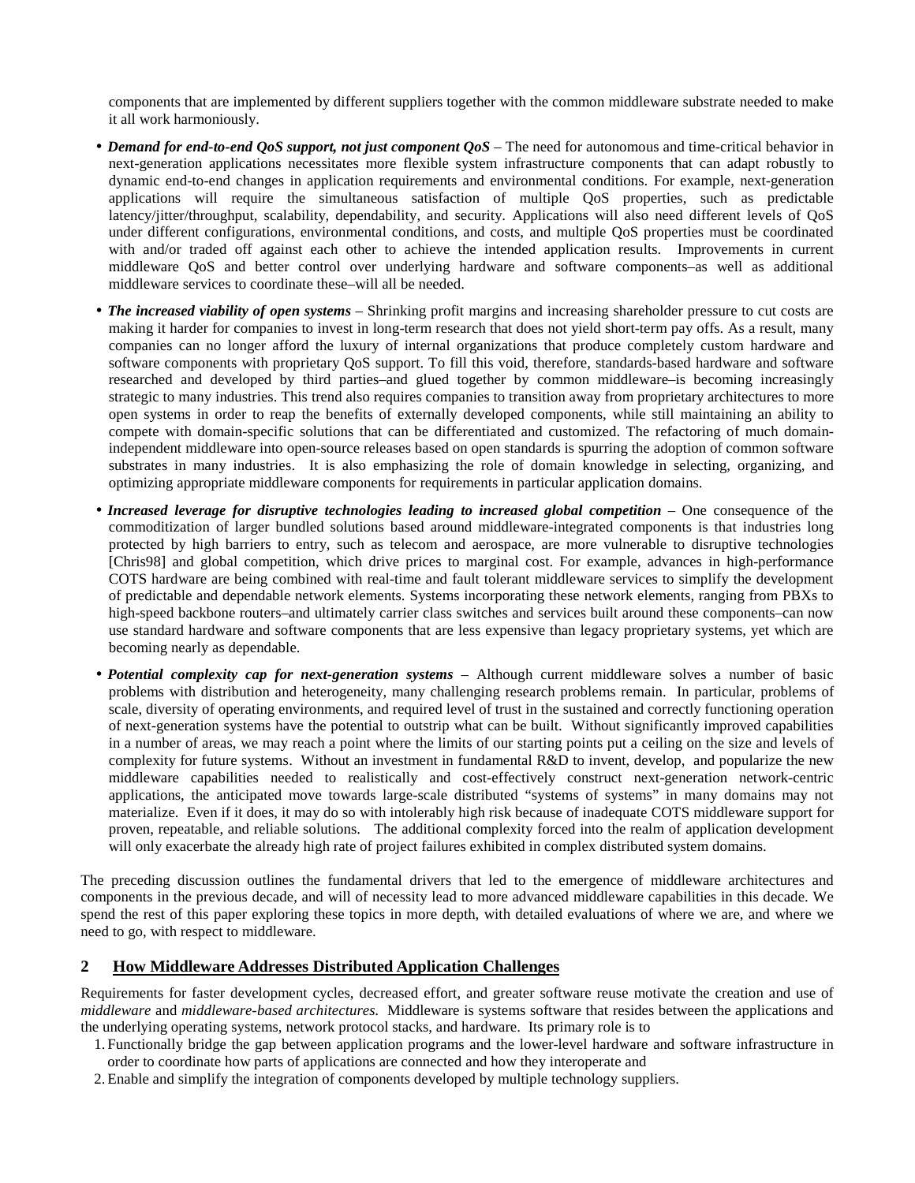components that are implemented by different suppliers together with the common middleware substrate needed to make it all work harmoniously.

- ***Demand for end-to-end QoS support, not just component QoS*** – The need for autonomous and time-critical behavior in next-generation applications necessitates more flexible system infrastructure components that can adapt robustly to dynamic end-to-end changes in application requirements and environmental conditions. For example, next-generation applications will require the simultaneous satisfaction of multiple QoS properties, such as predictable latency/jitter/throughput, scalability, dependability, and security. Applications will also need different levels of QoS under different configurations, environmental conditions, and costs, and multiple QoS properties must be coordinated with and/or traded off against each other to achieve the intended application results. Improvements in current middleware QoS and better control over underlying hardware and software components–as well as additional middleware services to coordinate these–will all be needed.
- ***The increased viability of open systems*** – Shrinking profit margins and increasing shareholder pressure to cut costs are making it harder for companies to invest in long-term research that does not yield short-term pay offs. As a result, many companies can no longer afford the luxury of internal organizations that produce completely custom hardware and software components with proprietary QoS support. To fill this void, therefore, standards-based hardware and software researched and developed by third parties–and glued together by common middleware–is becoming increasingly strategic to many industries. This trend also requires companies to transition away from proprietary architectures to more open systems in order to reap the benefits of externally developed components, while still maintaining an ability to compete with domain-specific solutions that can be differentiated and customized. The refactoring of much domain-independent middleware into open-source releases based on open standards is spurring the adoption of common software substrates in many industries. It is also emphasizing the role of domain knowledge in selecting, organizing, and optimizing appropriate middleware components for requirements in particular application domains.
- ***Increased leverage for disruptive technologies leading to increased global competition*** – One consequence of the commoditization of larger bundled solutions based around middleware-integrated components is that industries long protected by high barriers to entry, such as telecom and aerospace, are more vulnerable to disruptive technologies [Chris98] and global competition, which drive prices to marginal cost. For example, advances in high-performance COTS hardware are being combined with real-time and fault tolerant middleware services to simplify the development of predictable and dependable network elements. Systems incorporating these network elements, ranging from PBXs to high-speed backbone routers–and ultimately carrier class switches and services built around these components–can now use standard hardware and software components that are less expensive than legacy proprietary systems, yet which are becoming nearly as dependable.
- ***Potential complexity cap for next-generation systems*** – Although current middleware solves a number of basic problems with distribution and heterogeneity, many challenging research problems remain. In particular, problems of scale, diversity of operating environments, and required level of trust in the sustained and correctly functioning operation of next-generation systems have the potential to outstrip what can be built. Without significantly improved capabilities in a number of areas, we may reach a point where the limits of our starting points put a ceiling on the size and levels of complexity for future systems. Without an investment in fundamental R&D to invent, develop, and popularize the new middleware capabilities needed to realistically and cost-effectively construct next-generation network-centric applications, the anticipated move towards large-scale distributed "systems of systems" in many domains may not materialize. Even if it does, it may do so with intolerably high risk because of inadequate COTS middleware support for proven, repeatable, and reliable solutions. The additional complexity forced into the realm of application development will only exacerbate the already high rate of project failures exhibited in complex distributed system domains.

The preceding discussion outlines the fundamental drivers that led to the emergence of middleware architectures and components in the previous decade, and will of necessity lead to more advanced middleware capabilities in this decade. We spend the rest of this paper exploring these topics in more depth, with detailed evaluations of where we are, and where we need to go, with respect to middleware.

## 2 How Middleware Addresses Distributed Application Challenges

Requirements for faster development cycles, decreased effort, and greater software reuse motivate the creation and use of *middleware* and *middleware-based architectures.* Middleware is systems software that resides between the applications and the underlying operating systems, network protocol stacks, and hardware. Its primary role is to

1. Functionally bridge the gap between application programs and the lower-level hardware and software infrastructure in order to coordinate how parts of applications are connected and how they interoperate and
2. Enable and simplify the integration of components developed by multiple technology suppliers.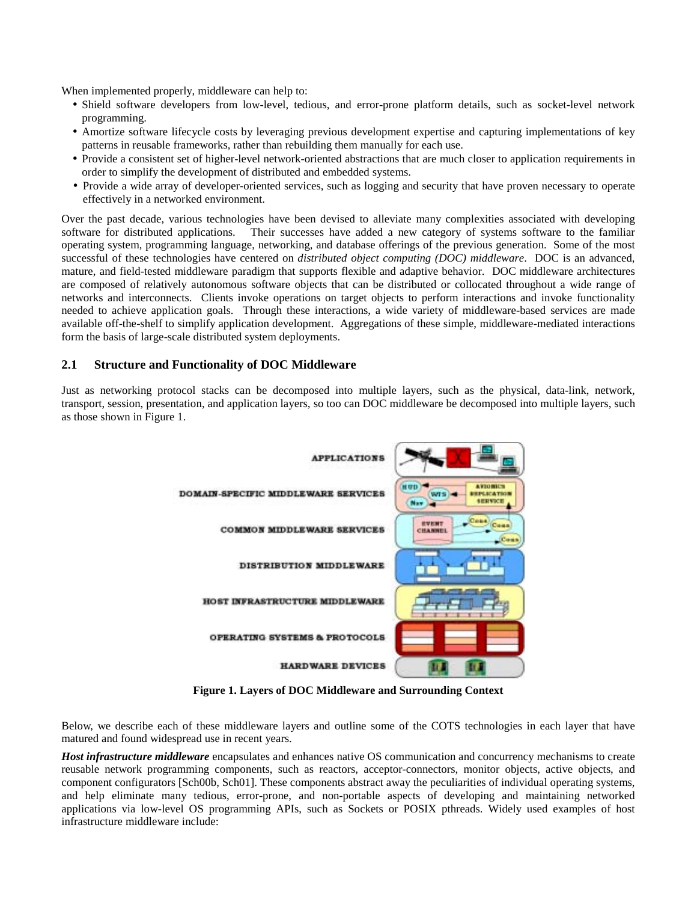When implemented properly, middleware can help to:

- Shield software developers from low-level, tedious, and error-prone platform details, such as socket-level network programming.
- Amortize software lifecycle costs by leveraging previous development expertise and capturing implementations of key patterns in reusable frameworks, rather than rebuilding them manually for each use.
- Provide a consistent set of higher-level network-oriented abstractions that are much closer to application requirements in order to simplify the development of distributed and embedded systems.
- Provide a wide array of developer-oriented services, such as logging and security that have proven necessary to operate effectively in a networked environment.

Over the past decade, various technologies have been devised to alleviate many complexities associated with developing software for distributed applications. Their successes have added a new category of systems software to the familiar operating system, programming language, networking, and database offerings of the previous generation. Some of the most successful of these technologies have centered on *distributed object computing (DOC) middleware*. DOC is an advanced, mature, and field-tested middleware paradigm that supports flexible and adaptive behavior. DOC middleware architectures are composed of relatively autonomous software objects that can be distributed or collocated throughout a wide range of networks and interconnects. Clients invoke operations on target objects to perform interactions and invoke functionality needed to achieve application goals. Through these interactions, a wide variety of middleware-based services are made available off-the-shelf to simplify application development. Aggregations of these simple, middleware-mediated interactions form the basis of large-scale distributed system deployments.

## 2.1 Structure and Functionality of DOC Middleware

Just as networking protocol stacks can be decomposed into multiple layers, such as the physical, data-link, network, transport, session, presentation, and application layers, so too can DOC middleware be decomposed into multiple layers, such as those shown in Figure 1.

APPLICATIONS

DOMAIN-SPECIFIC MIDDLEWARE SERVICES

COMMON MIDDLEWARE SERVICES

DISTRIBUTION MIDDLEWARE

HOST INFRASTRUCTURE MIDDLEWARE

OPERATING SYSTEMS & PROTOCOLS

HARDWARE DEVICES

**Figure 1. Layers of DOC Middleware and Surrounding Context**

Below, we describe each of these middleware layers and outline some of the COTS technologies in each layer that have matured and found widespread use in recent years.

***Host infrastructure middleware*** encapsulates and enhances native OS communication and concurrency mechanisms to create reusable network programming components, such as reactors, acceptor-connectors, monitor objects, active objects, and component configurators [Sch00b, Sch01]. These components abstract away the peculiarities of individual operating systems, and help eliminate many tedious, error-prone, and non-portable aspects of developing and maintaining networked applications via low-level OS programming APIs, such as Sockets or POSIX pthreads. Widely used examples of host infrastructure middleware include: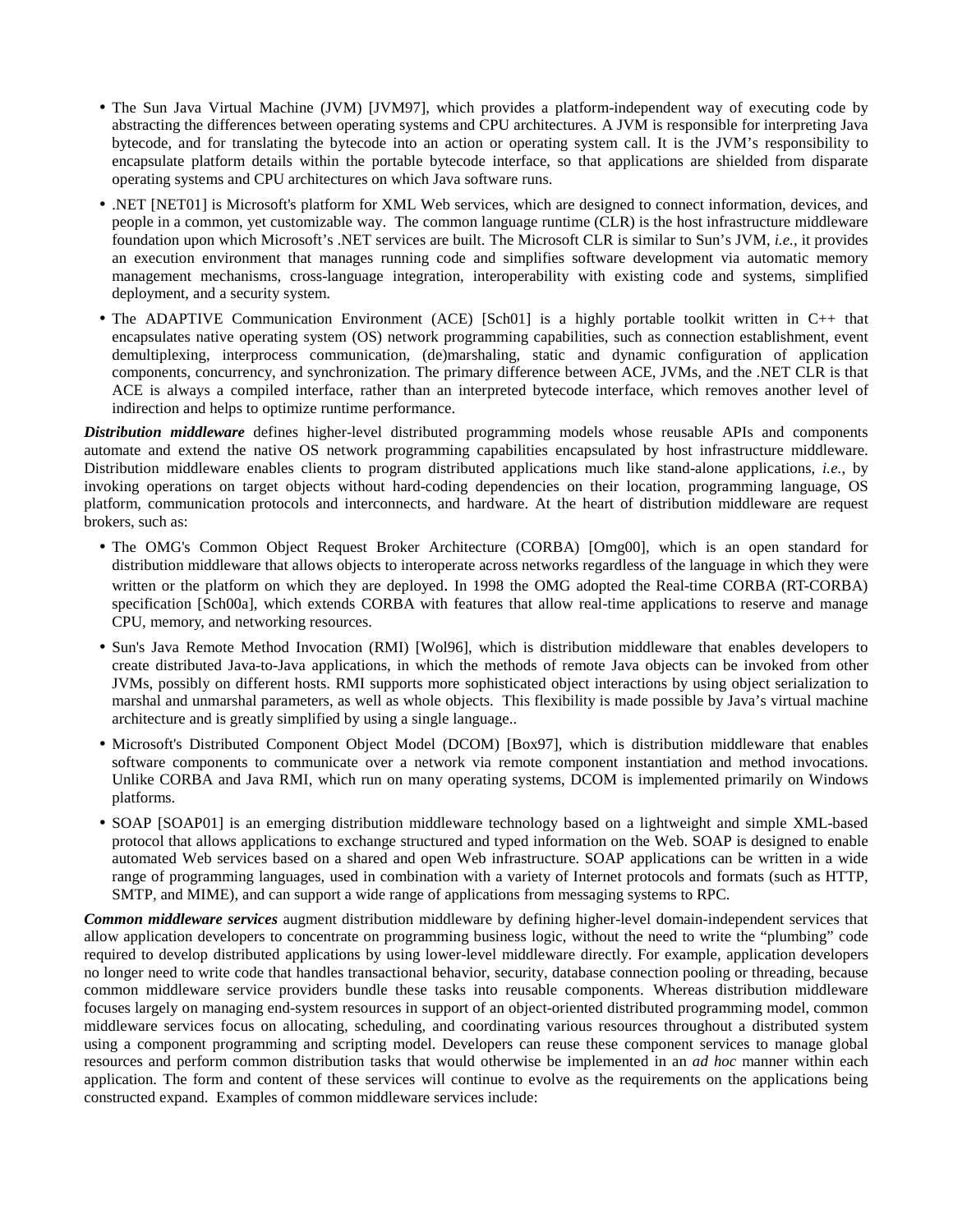- The Sun Java Virtual Machine (JVM) [JVM97], which provides a platform-independent way of executing code by abstracting the differences between operating systems and CPU architectures. A JVM is responsible for interpreting Java bytecode, and for translating the bytecode into an action or operating system call. It is the JVM's responsibility to encapsulate platform details within the portable bytecode interface, so that applications are shielded from disparate operating systems and CPU architectures on which Java software runs.
- .NET [NET01] is Microsoft's platform for XML Web services, which are designed to connect information, devices, and people in a common, yet customizable way. The common language runtime (CLR) is the host infrastructure middleware foundation upon which Microsoft's .NET services are built. The Microsoft CLR is similar to Sun's JVM, *i.e.*, it provides an execution environment that manages running code and simplifies software development via automatic memory management mechanisms, cross-language integration, interoperability with existing code and systems, simplified deployment, and a security system.
- The ADAPTIVE Communication Environment (ACE) [Sch01] is a highly portable toolkit written in C++ that encapsulates native operating system (OS) network programming capabilities, such as connection establishment, event demultiplexing, interprocess communication, (de)marshaling, static and dynamic configuration of application components, concurrency, and synchronization. The primary difference between ACE, JVMs, and the .NET CLR is that ACE is always a compiled interface, rather than an interpreted bytecode interface, which removes another level of indirection and helps to optimize runtime performance.

***Distribution middleware*** defines higher-level distributed programming models whose reusable APIs and components automate and extend the native OS network programming capabilities encapsulated by host infrastructure middleware. Distribution middleware enables clients to program distributed applications much like stand-alone applications, *i.e.*, by invoking operations on target objects without hard-coding dependencies on their location, programming language, OS platform, communication protocols and interconnects, and hardware. At the heart of distribution middleware are request brokers, such as:

- The OMG's Common Object Request Broker Architecture (CORBA) [Omg00], which is an open standard for distribution middleware that allows objects to interoperate across networks regardless of the language in which they were written or the platform on which they are deployed. In 1998 the OMG adopted the Real-time CORBA (RT-CORBA) specification [Sch00a], which extends CORBA with features that allow real-time applications to reserve and manage CPU, memory, and networking resources.
- Sun's Java Remote Method Invocation (RMI) [Wol96], which is distribution middleware that enables developers to create distributed Java-to-Java applications, in which the methods of remote Java objects can be invoked from other JVMs, possibly on different hosts. RMI supports more sophisticated object interactions by using object serialization to marshal and unmarshal parameters, as well as whole objects. This flexibility is made possible by Java's virtual machine architecture and is greatly simplified by using a single language..
- Microsoft's Distributed Component Object Model (DCOM) [Box97], which is distribution middleware that enables software components to communicate over a network via remote component instantiation and method invocations. Unlike CORBA and Java RMI, which run on many operating systems, DCOM is implemented primarily on Windows platforms.
- SOAP [SOAP01] is an emerging distribution middleware technology based on a lightweight and simple XML-based protocol that allows applications to exchange structured and typed information on the Web. SOAP is designed to enable automated Web services based on a shared and open Web infrastructure. SOAP applications can be written in a wide range of programming languages, used in combination with a variety of Internet protocols and formats (such as HTTP, SMTP, and MIME), and can support a wide range of applications from messaging systems to RPC.

***Common middleware services*** augment distribution middleware by defining higher-level domain-independent services that allow application developers to concentrate on programming business logic, without the need to write the "plumbing" code required to develop distributed applications by using lower-level middleware directly. For example, application developers no longer need to write code that handles transactional behavior, security, database connection pooling or threading, because common middleware service providers bundle these tasks into reusable components. Whereas distribution middleware focuses largely on managing end-system resources in support of an object-oriented distributed programming model, common middleware services focus on allocating, scheduling, and coordinating various resources throughout a distributed system using a component programming and scripting model. Developers can reuse these component services to manage global resources and perform common distribution tasks that would otherwise be implemented in an *ad hoc* manner within each application. The form and content of these services will continue to evolve as the requirements on the applications being constructed expand. Examples of common middleware services include: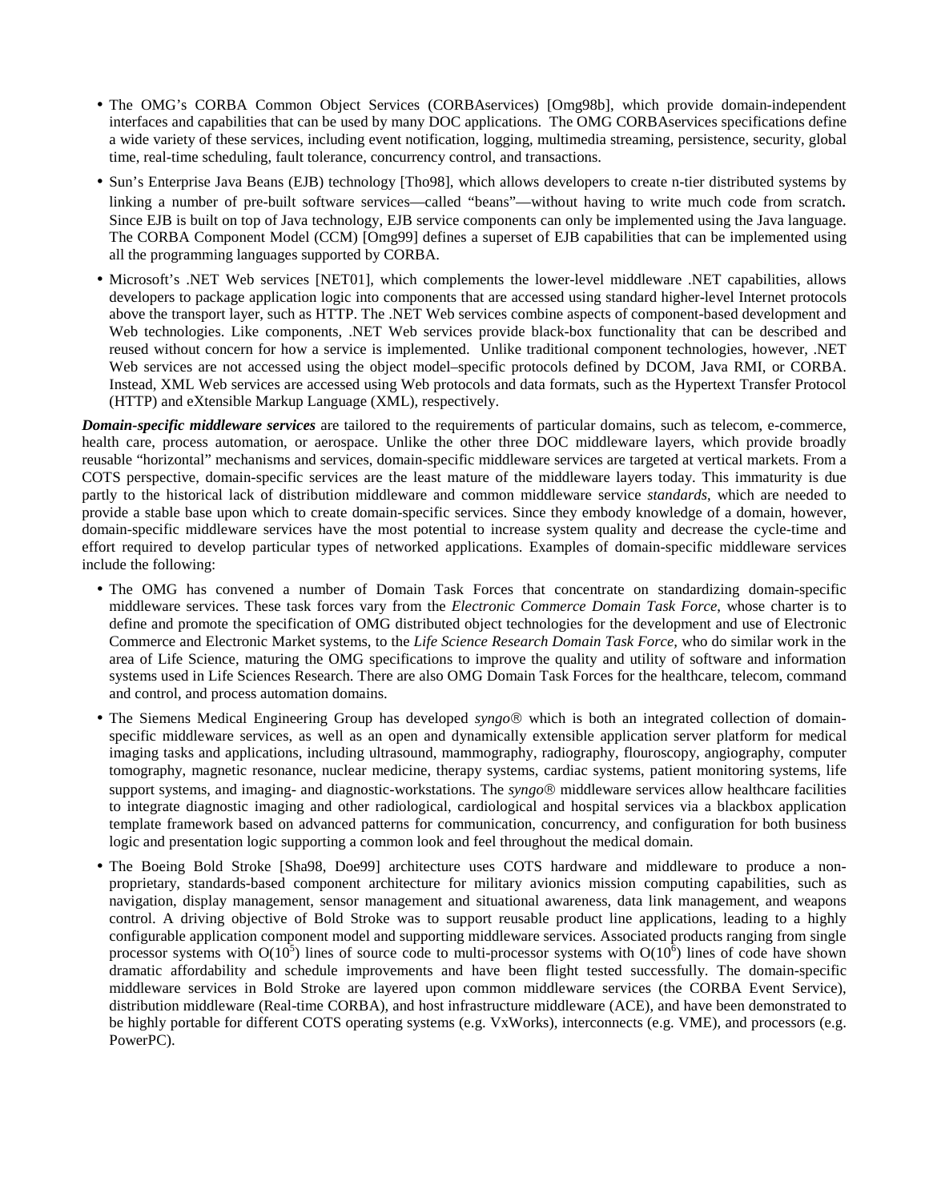- The OMG's CORBA Common Object Services (CORBAservices) [Omg98b], which provide domain-independent interfaces and capabilities that can be used by many DOC applications. The OMG CORBAservices specifications define a wide variety of these services, including event notification, logging, multimedia streaming, persistence, security, global time, real-time scheduling, fault tolerance, concurrency control, and transactions.
- Sun's Enterprise Java Beans (EJB) technology [Tho98], which allows developers to create n-tier distributed systems by linking a number of pre-built software services—called "beans"—without having to write much code from scratch**.** Since EJB is built on top of Java technology, EJB service components can only be implemented using the Java language. The CORBA Component Model (CCM) [Omg99] defines a superset of EJB capabilities that can be implemented using all the programming languages supported by CORBA.
- Microsoft's .NET Web services [NET01], which complements the lower-level middleware .NET capabilities, allows developers to package application logic into components that are accessed using standard higher-level Internet protocols above the transport layer, such as HTTP. The .NET Web services combine aspects of component-based development and Web technologies. Like components, .NET Web services provide black-box functionality that can be described and reused without concern for how a service is implemented. Unlike traditional component technologies, however, .NET Web services are not accessed using the object model–specific protocols defined by DCOM, Java RMI, or CORBA. Instead, XML Web services are accessed using Web protocols and data formats, such as the Hypertext Transfer Protocol (HTTP) and eXtensible Markup Language (XML), respectively.

***Domain-specific middleware services*** are tailored to the requirements of particular domains, such as telecom, e-commerce, health care, process automation, or aerospace. Unlike the other three DOC middleware layers, which provide broadly reusable "horizontal" mechanisms and services, domain-specific middleware services are targeted at vertical markets. From a COTS perspective, domain-specific services are the least mature of the middleware layers today. This immaturity is due partly to the historical lack of distribution middleware and common middleware service *standards*, which are needed to provide a stable base upon which to create domain-specific services. Since they embody knowledge of a domain, however, domain-specific middleware services have the most potential to increase system quality and decrease the cycle-time and effort required to develop particular types of networked applications. Examples of domain-specific middleware services include the following:

- The OMG has convened a number of Domain Task Forces that concentrate on standardizing domain-specific middleware services. These task forces vary from the *Electronic Commerce Domain Task Force,* whose charter is to define and promote the specification of OMG distributed object technologies for the development and use of Electronic Commerce and Electronic Market systems, to the *Life Science Research Domain Task Force,* who do similar work in the area of Life Science, maturing the OMG specifications to improve the quality and utility of software and information systems used in Life Sciences Research. There are also OMG Domain Task Forces for the healthcare, telecom, command and control, and process automation domains.
- The Siemens Medical Engineering Group has developed *syngo*® which is both an integrated collection of domain-specific middleware services, as well as an open and dynamically extensible application server platform for medical imaging tasks and applications, including ultrasound, mammography, radiography, flouroscopy, angiography, computer tomography, magnetic resonance, nuclear medicine, therapy systems, cardiac systems, patient monitoring systems, life support systems, and imaging- and diagnostic-workstations. The *syngo*® middleware services allow healthcare facilities to integrate diagnostic imaging and other radiological, cardiological and hospital services via a blackbox application template framework based on advanced patterns for communication, concurrency, and configuration for both business logic and presentation logic supporting a common look and feel throughout the medical domain.
- The Boeing Bold Stroke [Sha98, Doe99] architecture uses COTS hardware and middleware to produce a non-proprietary, standards-based component architecture for military avionics mission computing capabilities, such as navigation, display management, sensor management and situational awareness, data link management, and weapons control. A driving objective of Bold Stroke was to support reusable product line applications, leading to a highly configurable application component model and supporting middleware services. Associated products ranging from single processor systems with $O(10^5)$ lines of source code to multi-processor systems with $O(10^6)$ lines of code have shown dramatic affordability and schedule improvements and have been flight tested successfully. The domain-specific middleware services in Bold Stroke are layered upon common middleware services (the CORBA Event Service), distribution middleware (Real-time CORBA), and host infrastructure middleware (ACE), and have been demonstrated to be highly portable for different COTS operating systems (e.g. VxWorks), interconnects (e.g. VME), and processors (e.g. PowerPC).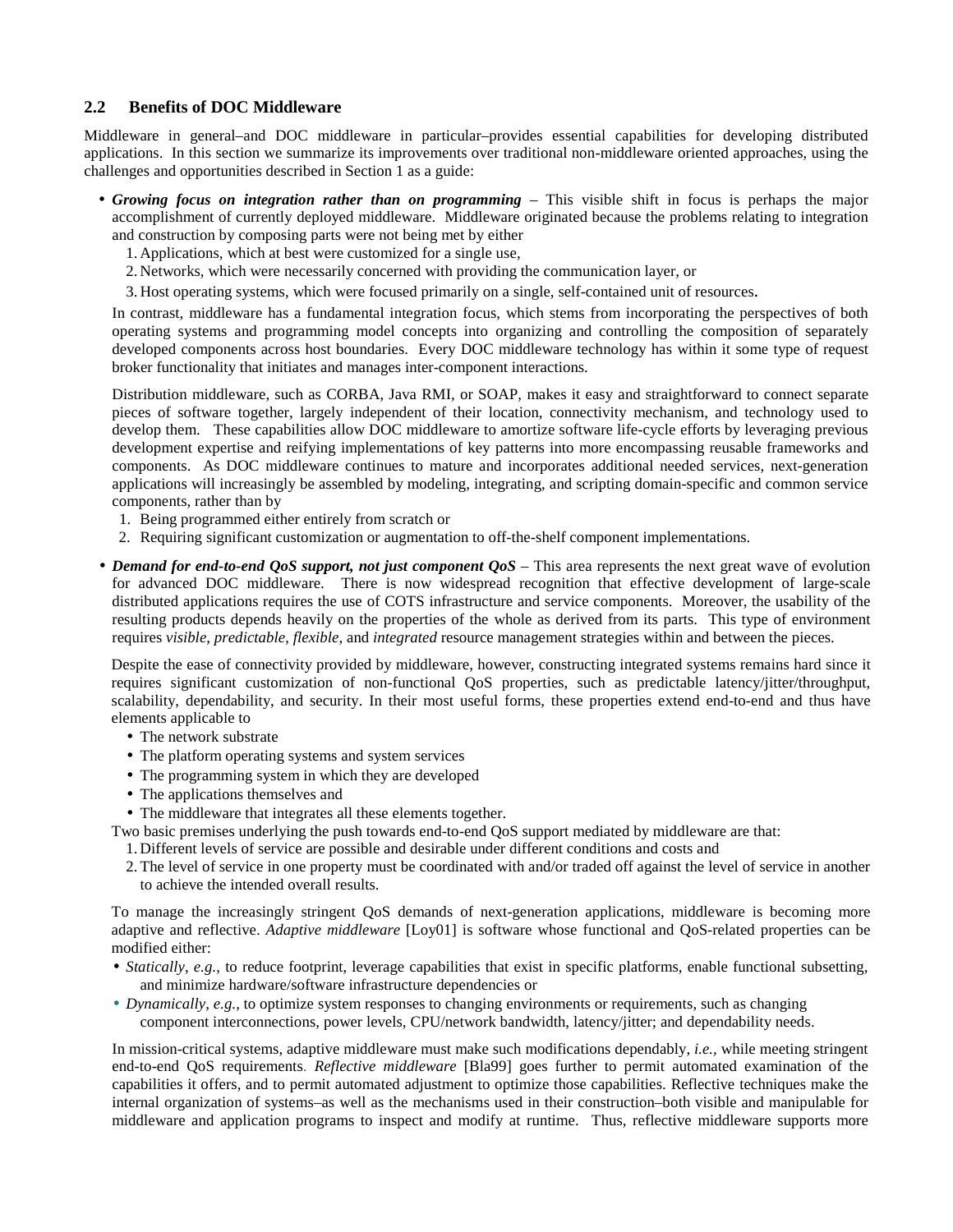## 2.2 Benefits of DOC Middleware

Middleware in general–and DOC middleware in particular–provides essential capabilities for developing distributed applications. In this section we summarize its improvements over traditional non-middleware oriented approaches, using the challenges and opportunities described in Section 1 as a guide:

- ***Growing focus on integration rather than on programming*** – This visible shift in focus is perhaps the major accomplishment of currently deployed middleware. Middleware originated because the problems relating to integration and construction by composing parts were not being met by either
  1. Applications, which at best were customized for a single use,
  2. Networks, which were necessarily concerned with providing the communication layer, or
  3. Host operating systems, which were focused primarily on a single, self-contained unit of resources.

  In contrast, middleware has a fundamental integration focus, which stems from incorporating the perspectives of both operating systems and programming model concepts into organizing and controlling the composition of separately developed components across host boundaries. Every DOC middleware technology has within it some type of request broker functionality that initiates and manages inter-component interactions.

  Distribution middleware, such as CORBA, Java RMI, or SOAP, makes it easy and straightforward to connect separate pieces of software together, largely independent of their location, connectivity mechanism, and technology used to develop them. These capabilities allow DOC middleware to amortize software life-cycle efforts by leveraging previous development expertise and reifying implementations of key patterns into more encompassing reusable frameworks and components. As DOC middleware continues to mature and incorporates additional needed services, next-generation applications will increasingly be assembled by modeling, integrating, and scripting domain-specific and common service components, rather than by
  1. Being programmed either entirely from scratch or
  2. Requiring significant customization or augmentation to off-the-shelf component implementations.

- ***Demand for end-to-end QoS support, not just component QoS*** – This area represents the next great wave of evolution for advanced DOC middleware. There is now widespread recognition that effective development of large-scale distributed applications requires the use of COTS infrastructure and service components. Moreover, the usability of the resulting products depends heavily on the properties of the whole as derived from its parts. This type of environment requires *visible*, *predictable*, *flexible*, and *integrated* resource management strategies within and between the pieces.

  Despite the ease of connectivity provided by middleware, however, constructing integrated systems remains hard since it requires significant customization of non-functional QoS properties, such as predictable latency/jitter/throughput, scalability, dependability, and security. In their most useful forms, these properties extend end-to-end and thus have elements applicable to
  - The network substrate
  - The platform operating systems and system services
  - The programming system in which they are developed
  - The applications themselves and
  - The middleware that integrates all these elements together.

  Two basic premises underlying the push towards end-to-end QoS support mediated by middleware are that:
  1. Different levels of service are possible and desirable under different conditions and costs and
  2. The level of service in one property must be coordinated with and/or traded off against the level of service in another to achieve the intended overall results.

  To manage the increasingly stringent QoS demands of next-generation applications, middleware is becoming more adaptive and reflective. *Adaptive middleware* [Loy01] is software whose functional and QoS-related properties can be modified either:
  - *Statically*, *e.g.*, to reduce footprint, leverage capabilities that exist in specific platforms, enable functional subsetting, and minimize hardware/software infrastructure dependencies or
  - *Dynamically*, *e.g.*, to optimize system responses to changing environments or requirements, such as changing component interconnections, power levels, CPU/network bandwidth, latency/jitter; and dependability needs.

  In mission-critical systems, adaptive middleware must make such modifications dependably, *i.e.*, while meeting stringent end-to-end QoS requirements. *Reflective middleware* [Bla99] goes further to permit automated examination of the capabilities it offers, and to permit automated adjustment to optimize those capabilities. Reflective techniques make the internal organization of systems–as well as the mechanisms used in their construction–both visible and manipulable for middleware and application programs to inspect and modify at runtime. Thus, reflective middleware supports more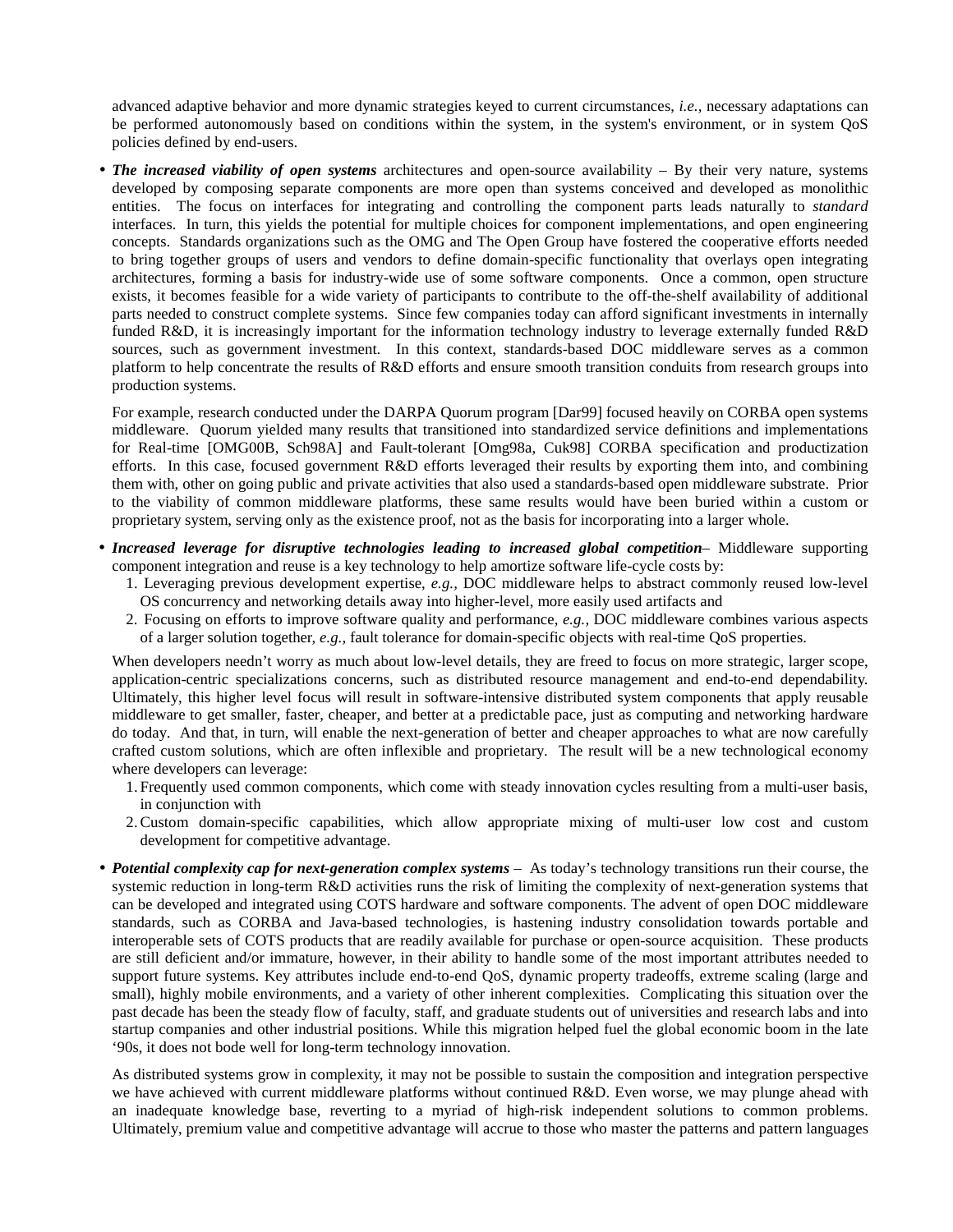advanced adaptive behavior and more dynamic strategies keyed to current circumstances, *i.e.,* necessary adaptations can be performed autonomously based on conditions within the system, in the system's environment, or in system QoS policies defined by end-users.

- ***The increased viability of open systems*** architectures and open-source availability – By their very nature, systems developed by composing separate components are more open than systems conceived and developed as monolithic entities. The focus on interfaces for integrating and controlling the component parts leads naturally to *standard* interfaces. In turn, this yields the potential for multiple choices for component implementations, and open engineering concepts. Standards organizations such as the OMG and The Open Group have fostered the cooperative efforts needed to bring together groups of users and vendors to define domain-specific functionality that overlays open integrating architectures, forming a basis for industry-wide use of some software components. Once a common, open structure exists, it becomes feasible for a wide variety of participants to contribute to the off-the-shelf availability of additional parts needed to construct complete systems. Since few companies today can afford significant investments in internally funded R&D, it is increasingly important for the information technology industry to leverage externally funded R&D sources, such as government investment. In this context, standards-based DOC middleware serves as a common platform to help concentrate the results of R&D efforts and ensure smooth transition conduits from research groups into production systems.

  For example, research conducted under the DARPA Quorum program [Dar99] focused heavily on CORBA open systems middleware. Quorum yielded many results that transitioned into standardized service definitions and implementations for Real-time [OMG00B, Sch98A] and Fault-tolerant [Omg98a, Cuk98] CORBA specification and productization efforts. In this case, focused government R&D efforts leveraged their results by exporting them into, and combining them with, other on going public and private activities that also used a standards-based open middleware substrate. Prior to the viability of common middleware platforms, these same results would have been buried within a custom or proprietary system, serving only as the existence proof, not as the basis for incorporating into a larger whole.

- ***Increased leverage for disruptive technologies leading to increased global competition***– Middleware supporting component integration and reuse is a key technology to help amortize software life-cycle costs by:
  1. Leveraging previous development expertise, *e.g.,* DOC middleware helps to abstract commonly reused low-level OS concurrency and networking details away into higher-level, more easily used artifacts and
  2. Focusing on efforts to improve software quality and performance, *e.g.,* DOC middleware combines various aspects of a larger solution together, *e.g.,* fault tolerance for domain-specific objects with real-time QoS properties.

  When developers needn't worry as much about low-level details, they are freed to focus on more strategic, larger scope, application-centric specializations concerns, such as distributed resource management and end-to-end dependability. Ultimately, this higher level focus will result in software-intensive distributed system components that apply reusable middleware to get smaller, faster, cheaper, and better at a predictable pace, just as computing and networking hardware do today. And that, in turn, will enable the next-generation of better and cheaper approaches to what are now carefully crafted custom solutions, which are often inflexible and proprietary. The result will be a new technological economy where developers can leverage:
  1. Frequently used common components, which come with steady innovation cycles resulting from a multi-user basis, in conjunction with
  2. Custom domain-specific capabilities, which allow appropriate mixing of multi-user low cost and custom development for competitive advantage.

- ***Potential complexity cap for next-generation complex systems*** – As today's technology transitions run their course, the systemic reduction in long-term R&D activities runs the risk of limiting the complexity of next-generation systems that can be developed and integrated using COTS hardware and software components. The advent of open DOC middleware standards, such as CORBA and Java-based technologies, is hastening industry consolidation towards portable and interoperable sets of COTS products that are readily available for purchase or open-source acquisition. These products are still deficient and/or immature, however, in their ability to handle some of the most important attributes needed to support future systems. Key attributes include end-to-end QoS, dynamic property tradeoffs, extreme scaling (large and small), highly mobile environments, and a variety of other inherent complexities. Complicating this situation over the past decade has been the steady flow of faculty, staff, and graduate students out of universities and research labs and into startup companies and other industrial positions. While this migration helped fuel the global economic boom in the late '90s, it does not bode well for long-term technology innovation.

  As distributed systems grow in complexity, it may not be possible to sustain the composition and integration perspective we have achieved with current middleware platforms without continued R&D. Even worse, we may plunge ahead with an inadequate knowledge base, reverting to a myriad of high-risk independent solutions to common problems. Ultimately, premium value and competitive advantage will accrue to those who master the patterns and pattern languages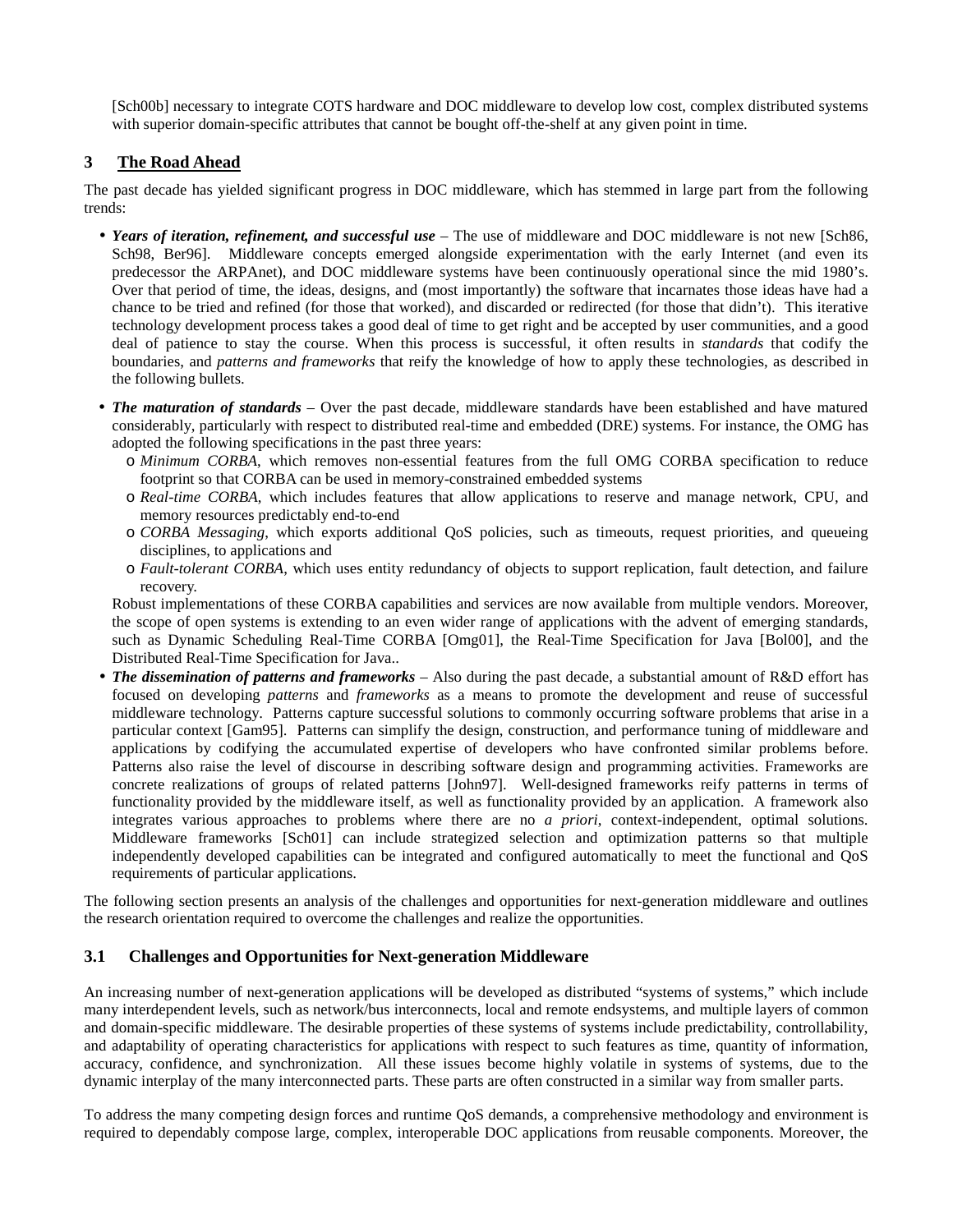[Sch00b] necessary to integrate COTS hardware and DOC middleware to develop low cost, complex distributed systems with superior domain-specific attributes that cannot be bought off-the-shelf at any given point in time.

## 3 The Road Ahead

The past decade has yielded significant progress in DOC middleware, which has stemmed in large part from the following trends:

- ***Years of iteration, refinement, and successful use*** – The use of middleware and DOC middleware is not new [Sch86, Sch98, Ber96]. Middleware concepts emerged alongside experimentation with the early Internet (and even its predecessor the ARPAnet), and DOC middleware systems have been continuously operational since the mid 1980's. Over that period of time, the ideas, designs, and (most importantly) the software that incarnates those ideas have had a chance to be tried and refined (for those that worked), and discarded or redirected (for those that didn't). This iterative technology development process takes a good deal of time to get right and be accepted by user communities, and a good deal of patience to stay the course. When this process is successful, it often results in *standards* that codify the boundaries, and *patterns and frameworks* that reify the knowledge of how to apply these technologies, as described in the following bullets.

- ***The maturation of standards*** – Over the past decade, middleware standards have been established and have matured considerably, particularly with respect to distributed real-time and embedded (DRE) systems. For instance, the OMG has adopted the following specifications in the past three years:
  - *Minimum CORBA*, which removes non-essential features from the full OMG CORBA specification to reduce footprint so that CORBA can be used in memory-constrained embedded systems
  - *Real-time CORBA*, which includes features that allow applications to reserve and manage network, CPU, and memory resources predictably end-to-end
  - *CORBA Messaging*, which exports additional QoS policies, such as timeouts, request priorities, and queueing disciplines, to applications and
  - *Fault-tolerant CORBA*, which uses entity redundancy of objects to support replication, fault detection, and failure recovery.

  Robust implementations of these CORBA capabilities and services are now available from multiple vendors. Moreover, the scope of open systems is extending to an even wider range of applications with the advent of emerging standards, such as Dynamic Scheduling Real-Time CORBA [Omg01], the Real-Time Specification for Java [Bol00], and the Distributed Real-Time Specification for Java..

- ***The dissemination of patterns and frameworks*** – Also during the past decade, a substantial amount of R&D effort has focused on developing *patterns* and *frameworks* as a means to promote the development and reuse of successful middleware technology. Patterns capture successful solutions to commonly occurring software problems that arise in a particular context [Gam95]. Patterns can simplify the design, construction, and performance tuning of middleware and applications by codifying the accumulated expertise of developers who have confronted similar problems before. Patterns also raise the level of discourse in describing software design and programming activities. Frameworks are concrete realizations of groups of related patterns [John97]. Well-designed frameworks reify patterns in terms of functionality provided by the middleware itself, as well as functionality provided by an application. A framework also integrates various approaches to problems where there are no *a priori*, context-independent, optimal solutions. Middleware frameworks [Sch01] can include strategized selection and optimization patterns so that multiple independently developed capabilities can be integrated and configured automatically to meet the functional and QoS requirements of particular applications.

The following section presents an analysis of the challenges and opportunities for next-generation middleware and outlines the research orientation required to overcome the challenges and realize the opportunities.

### 3.1 Challenges and Opportunities for Next-generation Middleware

An increasing number of next-generation applications will be developed as distributed "systems of systems," which include many interdependent levels, such as network/bus interconnects, local and remote endsystems, and multiple layers of common and domain-specific middleware. The desirable properties of these systems of systems include predictability, controllability, and adaptability of operating characteristics for applications with respect to such features as time, quantity of information, accuracy, confidence, and synchronization. All these issues become highly volatile in systems of systems, due to the dynamic interplay of the many interconnected parts. These parts are often constructed in a similar way from smaller parts.

To address the many competing design forces and runtime QoS demands, a comprehensive methodology and environment is required to dependably compose large, complex, interoperable DOC applications from reusable components. Moreover, the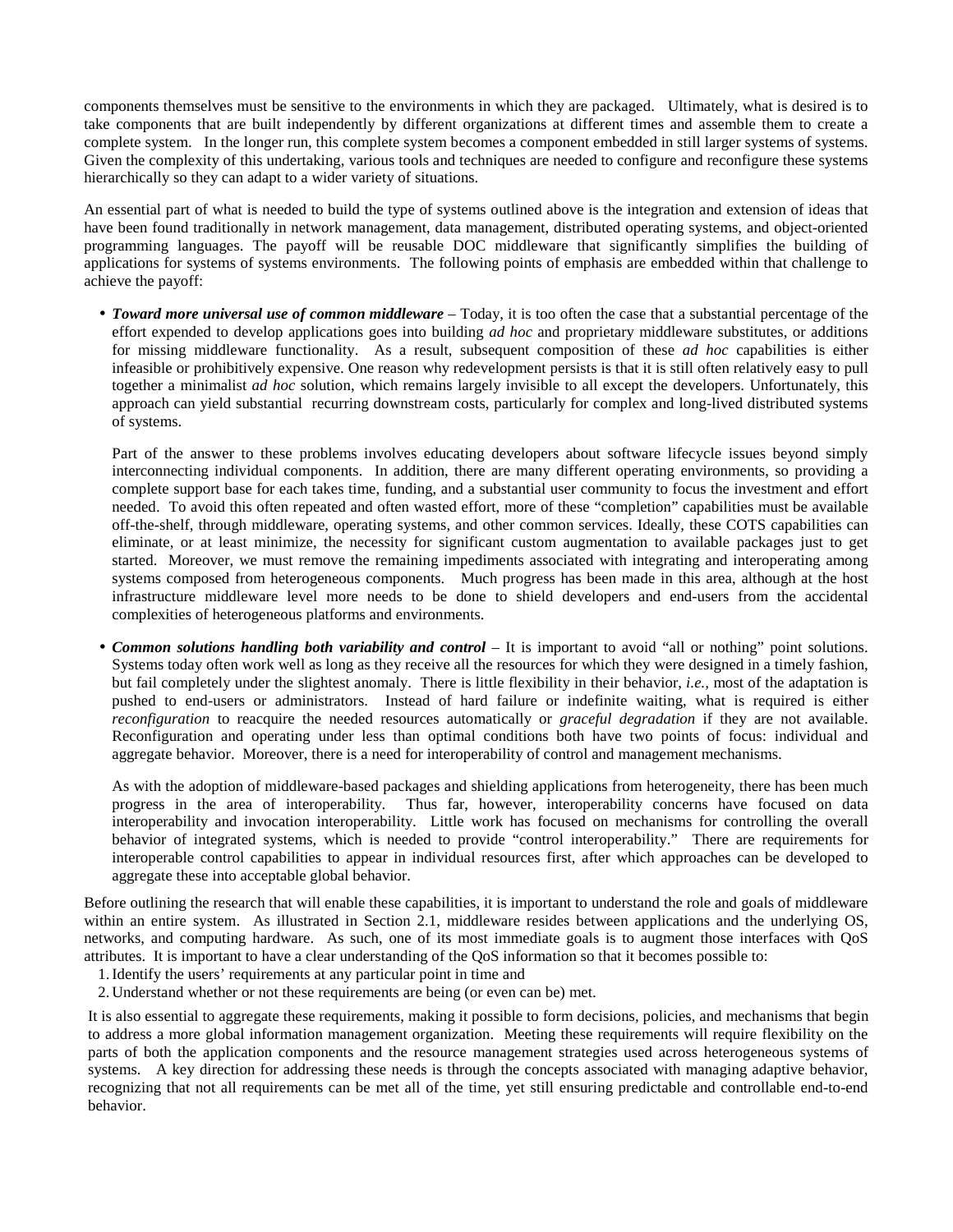components themselves must be sensitive to the environments in which they are packaged. Ultimately, what is desired is to take components that are built independently by different organizations at different times and assemble them to create a complete system. In the longer run, this complete system becomes a component embedded in still larger systems of systems. Given the complexity of this undertaking, various tools and techniques are needed to configure and reconfigure these systems hierarchically so they can adapt to a wider variety of situations.

An essential part of what is needed to build the type of systems outlined above is the integration and extension of ideas that have been found traditionally in network management, data management, distributed operating systems, and object-oriented programming languages. The payoff will be reusable DOC middleware that significantly simplifies the building of applications for systems of systems environments. The following points of emphasis are embedded within that challenge to achieve the payoff:

- ***Toward more universal use of common middleware*** – Today, it is too often the case that a substantial percentage of the effort expended to develop applications goes into building *ad hoc* and proprietary middleware substitutes, or additions for missing middleware functionality. As a result, subsequent composition of these *ad hoc* capabilities is either infeasible or prohibitively expensive. One reason why redevelopment persists is that it is still often relatively easy to pull together a minimalist *ad hoc* solution, which remains largely invisible to all except the developers. Unfortunately, this approach can yield substantial recurring downstream costs, particularly for complex and long-lived distributed systems of systems.

  Part of the answer to these problems involves educating developers about software lifecycle issues beyond simply interconnecting individual components. In addition, there are many different operating environments, so providing a complete support base for each takes time, funding, and a substantial user community to focus the investment and effort needed. To avoid this often repeated and often wasted effort, more of these "completion" capabilities must be available off-the-shelf, through middleware, operating systems, and other common services. Ideally, these COTS capabilities can eliminate, or at least minimize, the necessity for significant custom augmentation to available packages just to get started. Moreover, we must remove the remaining impediments associated with integrating and interoperating among systems composed from heterogeneous components. Much progress has been made in this area, although at the host infrastructure middleware level more needs to be done to shield developers and end-users from the accidental complexities of heterogeneous platforms and environments.

- ***Common solutions handling both variability and control*** – It is important to avoid "all or nothing" point solutions. Systems today often work well as long as they receive all the resources for which they were designed in a timely fashion, but fail completely under the slightest anomaly. There is little flexibility in their behavior, *i.e.,* most of the adaptation is pushed to end-users or administrators. Instead of hard failure or indefinite waiting, what is required is either *reconfiguration* to reacquire the needed resources automatically or *graceful degradation* if they are not available. Reconfiguration and operating under less than optimal conditions both have two points of focus: individual and aggregate behavior. Moreover, there is a need for interoperability of control and management mechanisms.

  As with the adoption of middleware-based packages and shielding applications from heterogeneity, there has been much progress in the area of interoperability. Thus far, however, interoperability concerns have focused on data interoperability and invocation interoperability. Little work has focused on mechanisms for controlling the overall behavior of integrated systems, which is needed to provide "control interoperability." There are requirements for interoperable control capabilities to appear in individual resources first, after which approaches can be developed to aggregate these into acceptable global behavior.

Before outlining the research that will enable these capabilities, it is important to understand the role and goals of middleware within an entire system. As illustrated in Section 2.1, middleware resides between applications and the underlying OS, networks, and computing hardware. As such, one of its most immediate goals is to augment those interfaces with QoS attributes. It is important to have a clear understanding of the QoS information so that it becomes possible to:

1. Identify the users' requirements at any particular point in time and
2. Understand whether or not these requirements are being (or even can be) met.

It is also essential to aggregate these requirements, making it possible to form decisions, policies, and mechanisms that begin to address a more global information management organization. Meeting these requirements will require flexibility on the parts of both the application components and the resource management strategies used across heterogeneous systems of systems. A key direction for addressing these needs is through the concepts associated with managing adaptive behavior, recognizing that not all requirements can be met all of the time, yet still ensuring predictable and controllable end-to-end behavior.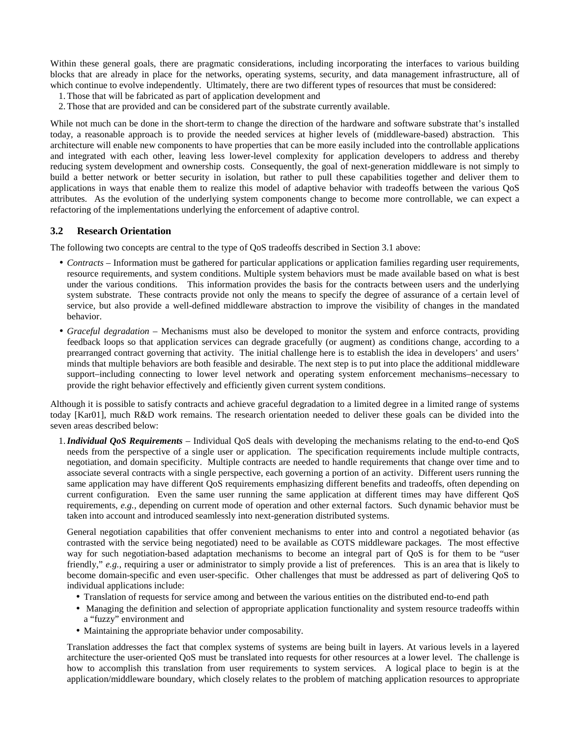Within these general goals, there are pragmatic considerations, including incorporating the interfaces to various building blocks that are already in place for the networks, operating systems, security, and data management infrastructure, all of which continue to evolve independently. Ultimately, there are two different types of resources that must be considered:

1. Those that will be fabricated as part of application development and
2. Those that are provided and can be considered part of the substrate currently available.

While not much can be done in the short-term to change the direction of the hardware and software substrate that's installed today, a reasonable approach is to provide the needed services at higher levels of (middleware-based) abstraction. This architecture will enable new components to have properties that can be more easily included into the controllable applications and integrated with each other, leaving less lower-level complexity for application developers to address and thereby reducing system development and ownership costs. Consequently, the goal of next-generation middleware is not simply to build a better network or better security in isolation, but rather to pull these capabilities together and deliver them to applications in ways that enable them to realize this model of adaptive behavior with tradeoffs between the various QoS attributes. As the evolution of the underlying system components change to become more controllable, we can expect a refactoring of the implementations underlying the enforcement of adaptive control.

### 3.2 Research Orientation

The following two concepts are central to the type of QoS tradeoffs described in Section 3.1 above:

- *Contracts* – Information must be gathered for particular applications or application families regarding user requirements, resource requirements, and system conditions. Multiple system behaviors must be made available based on what is best under the various conditions. This information provides the basis for the contracts between users and the underlying system substrate. These contracts provide not only the means to specify the degree of assurance of a certain level of service, but also provide a well-defined middleware abstraction to improve the visibility of changes in the mandated behavior.
- *Graceful degradation* – Mechanisms must also be developed to monitor the system and enforce contracts, providing feedback loops so that application services can degrade gracefully (or augment) as conditions change, according to a prearranged contract governing that activity. The initial challenge here is to establish the idea in developers' and users' minds that multiple behaviors are both feasible and desirable. The next step is to put into place the additional middleware support–including connecting to lower level network and operating system enforcement mechanisms–necessary to provide the right behavior effectively and efficiently given current system conditions.

Although it is possible to satisfy contracts and achieve graceful degradation to a limited degree in a limited range of systems today [Kar01], much R&D work remains. The research orientation needed to deliver these goals can be divided into the seven areas described below:

1. ***Individual QoS Requirements*** – Individual QoS deals with developing the mechanisms relating to the end-to-end QoS needs from the perspective of a single user or application. The specification requirements include multiple contracts, negotiation, and domain specificity. Multiple contracts are needed to handle requirements that change over time and to associate several contracts with a single perspective, each governing a portion of an activity. Different users running the same application may have different QoS requirements emphasizing different benefits and tradeoffs, often depending on current configuration. Even the same user running the same application at different times may have different QoS requirements, *e.g.*, depending on current mode of operation and other external factors. Such dynamic behavior must be taken into account and introduced seamlessly into next-generation distributed systems.

   General negotiation capabilities that offer convenient mechanisms to enter into and control a negotiated behavior (as contrasted with the service being negotiated) need to be available as COTS middleware packages. The most effective way for such negotiation-based adaptation mechanisms to become an integral part of QoS is for them to be "user friendly," *e.g.*, requiring a user or administrator to simply provide a list of preferences. This is an area that is likely to become domain-specific and even user-specific. Other challenges that must be addressed as part of delivering QoS to individual applications include:

   - Translation of requests for service among and between the various entities on the distributed end-to-end path
   - Managing the definition and selection of appropriate application functionality and system resource tradeoffs within a "fuzzy" environment and
   - Maintaining the appropriate behavior under composability.

   Translation addresses the fact that complex systems of systems are being built in layers. At various levels in a layered architecture the user-oriented QoS must be translated into requests for other resources at a lower level. The challenge is how to accomplish this translation from user requirements to system services. A logical place to begin is at the application/middleware boundary, which closely relates to the problem of matching application resources to appropriate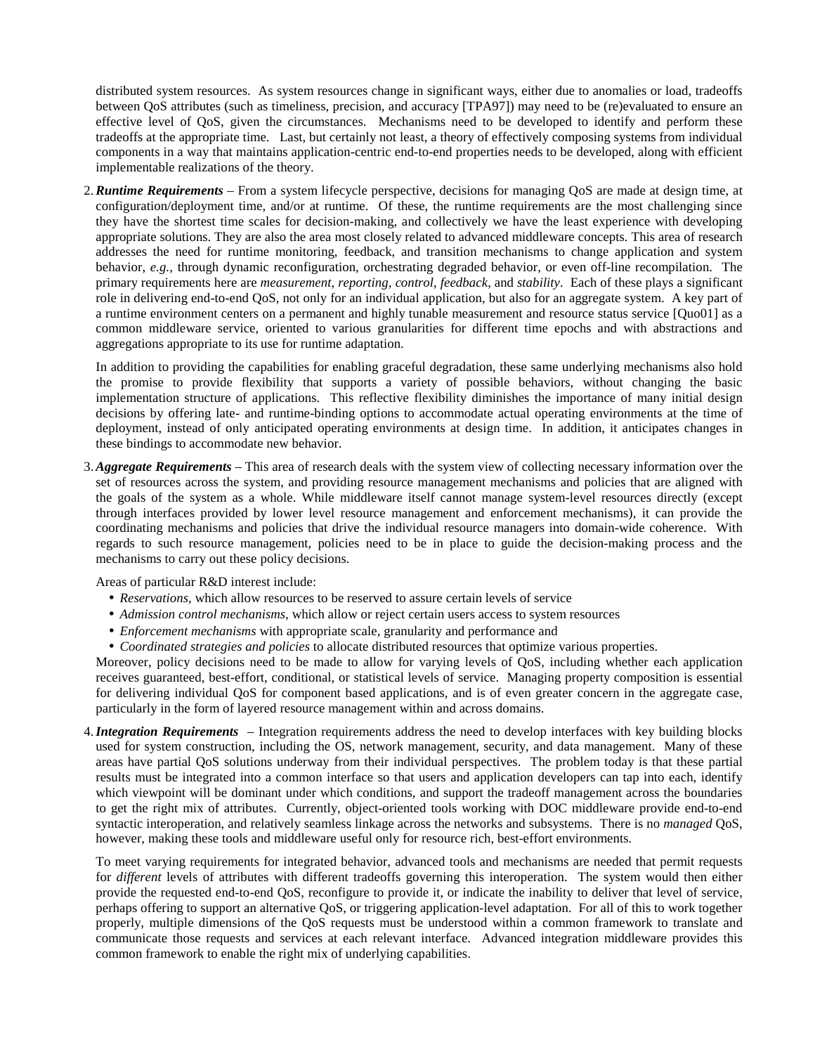distributed system resources. As system resources change in significant ways, either due to anomalies or load, tradeoffs between QoS attributes (such as timeliness, precision, and accuracy [TPA97]) may need to be (re)evaluated to ensure an effective level of QoS, given the circumstances. Mechanisms need to be developed to identify and perform these tradeoffs at the appropriate time. Last, but certainly not least, a theory of effectively composing systems from individual components in a way that maintains application-centric end-to-end properties needs to be developed, along with efficient implementable realizations of the theory.

2. ***Runtime Requirements*** – From a system lifecycle perspective, decisions for managing QoS are made at design time, at configuration/deployment time, and/or at runtime. Of these, the runtime requirements are the most challenging since they have the shortest time scales for decision-making, and collectively we have the least experience with developing appropriate solutions. They are also the area most closely related to advanced middleware concepts. This area of research addresses the need for runtime monitoring, feedback, and transition mechanisms to change application and system behavior, *e.g.,* through dynamic reconfiguration, orchestrating degraded behavior, or even off-line recompilation. The primary requirements here are *measurement*, *reporting*, *control*, *feedback*, and *stability*. Each of these plays a significant role in delivering end-to-end QoS, not only for an individual application, but also for an aggregate system. A key part of a runtime environment centers on a permanent and highly tunable measurement and resource status service [Quo01] as a common middleware service, oriented to various granularities for different time epochs and with abstractions and aggregations appropriate to its use for runtime adaptation.

   In addition to providing the capabilities for enabling graceful degradation, these same underlying mechanisms also hold the promise to provide flexibility that supports a variety of possible behaviors, without changing the basic implementation structure of applications. This reflective flexibility diminishes the importance of many initial design decisions by offering late- and runtime-binding options to accommodate actual operating environments at the time of deployment, instead of only anticipated operating environments at design time. In addition, it anticipates changes in these bindings to accommodate new behavior.

3. ***Aggregate Requirements*** – This area of research deals with the system view of collecting necessary information over the set of resources across the system, and providing resource management mechanisms and policies that are aligned with the goals of the system as a whole. While middleware itself cannot manage system-level resources directly (except through interfaces provided by lower level resource management and enforcement mechanisms), it can provide the coordinating mechanisms and policies that drive the individual resource managers into domain-wide coherence. With regards to such resource management, policies need to be in place to guide the decision-making process and the mechanisms to carry out these policy decisions.

   Areas of particular R&D interest include:

   - *Reservations*, which allow resources to be reserved to assure certain levels of service
   - *Admission control mechanisms*, which allow or reject certain users access to system resources
   - *Enforcement mechanisms* with appropriate scale, granularity and performance and
   - *Coordinated strategies and policies* to allocate distributed resources that optimize various properties.

   Moreover, policy decisions need to be made to allow for varying levels of QoS, including whether each application receives guaranteed, best-effort, conditional, or statistical levels of service. Managing property composition is essential for delivering individual QoS for component based applications, and is of even greater concern in the aggregate case, particularly in the form of layered resource management within and across domains.

4. ***Integration Requirements*** – Integration requirements address the need to develop interfaces with key building blocks used for system construction, including the OS, network management, security, and data management. Many of these areas have partial QoS solutions underway from their individual perspectives. The problem today is that these partial results must be integrated into a common interface so that users and application developers can tap into each, identify which viewpoint will be dominant under which conditions, and support the tradeoff management across the boundaries to get the right mix of attributes. Currently, object-oriented tools working with DOC middleware provide end-to-end syntactic interoperation, and relatively seamless linkage across the networks and subsystems. There is no *managed* QoS, however, making these tools and middleware useful only for resource rich, best-effort environments.

   To meet varying requirements for integrated behavior, advanced tools and mechanisms are needed that permit requests for *different* levels of attributes with different tradeoffs governing this interoperation. The system would then either provide the requested end-to-end QoS, reconfigure to provide it, or indicate the inability to deliver that level of service, perhaps offering to support an alternative QoS, or triggering application-level adaptation. For all of this to work together properly, multiple dimensions of the QoS requests must be understood within a common framework to translate and communicate those requests and services at each relevant interface. Advanced integration middleware provides this common framework to enable the right mix of underlying capabilities.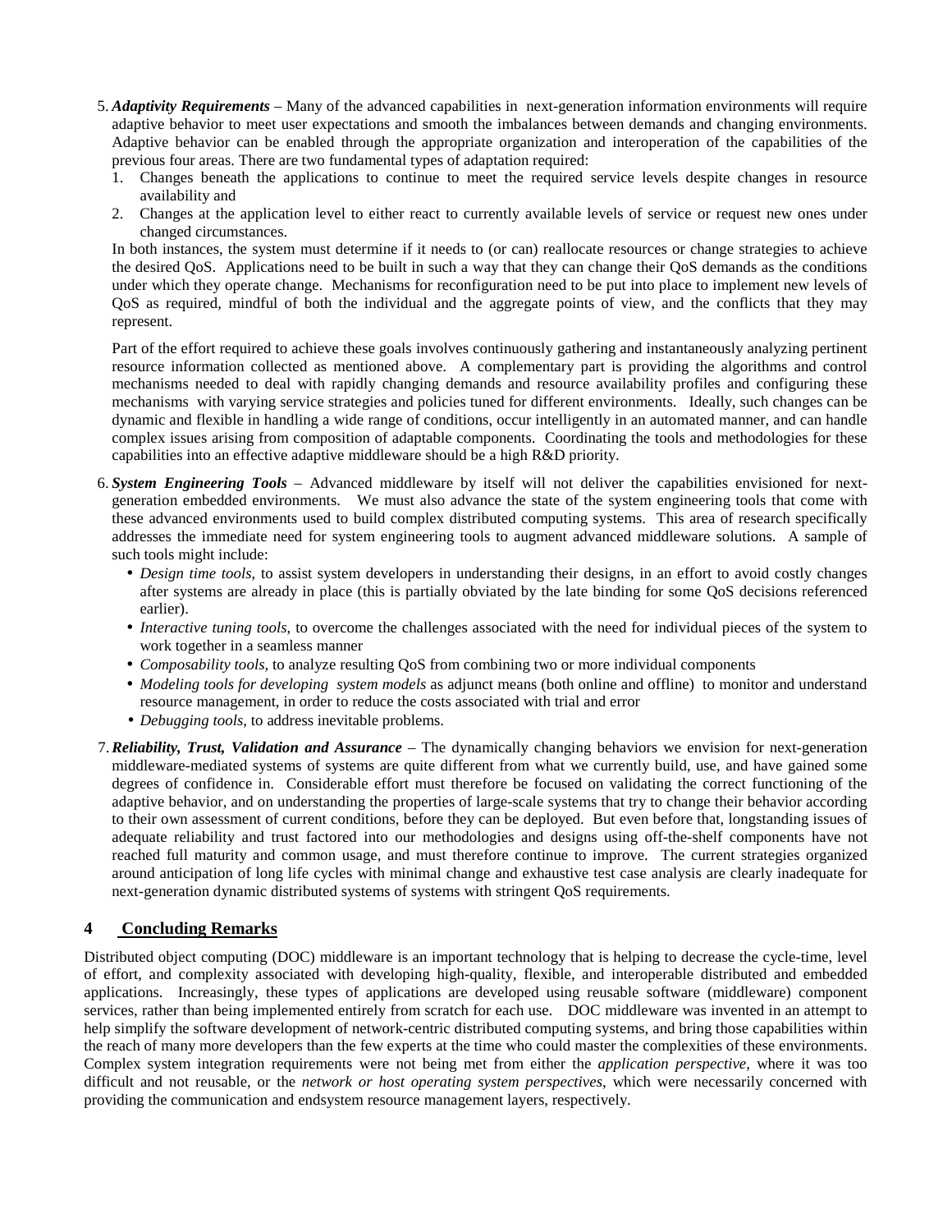5. ***Adaptivity Requirements*** – Many of the advanced capabilities in next-generation information environments will require adaptive behavior to meet user expectations and smooth the imbalances between demands and changing environments. Adaptive behavior can be enabled through the appropriate organization and interoperation of the capabilities of the previous four areas. There are two fundamental types of adaptation required:
   1. Changes beneath the applications to continue to meet the required service levels despite changes in resource availability and
   2. Changes at the application level to either react to currently available levels of service or request new ones under changed circumstances.

   In both instances, the system must determine if it needs to (or can) reallocate resources or change strategies to achieve the desired QoS. Applications need to be built in such a way that they can change their QoS demands as the conditions under which they operate change. Mechanisms for reconfiguration need to be put into place to implement new levels of QoS as required, mindful of both the individual and the aggregate points of view, and the conflicts that they may represent.

   Part of the effort required to achieve these goals involves continuously gathering and instantaneously analyzing pertinent resource information collected as mentioned above. A complementary part is providing the algorithms and control mechanisms needed to deal with rapidly changing demands and resource availability profiles and configuring these mechanisms with varying service strategies and policies tuned for different environments. Ideally, such changes can be dynamic and flexible in handling a wide range of conditions, occur intelligently in an automated manner, and can handle complex issues arising from composition of adaptable components. Coordinating the tools and methodologies for these capabilities into an effective adaptive middleware should be a high R&D priority.

6. ***System Engineering Tools*** – Advanced middleware by itself will not deliver the capabilities envisioned for next-generation embedded environments. We must also advance the state of the system engineering tools that come with these advanced environments used to build complex distributed computing systems. This area of research specifically addresses the immediate need for system engineering tools to augment advanced middleware solutions. A sample of such tools might include:
   - *Design time tools,* to assist system developers in understanding their designs, in an effort to avoid costly changes after systems are already in place (this is partially obviated by the late binding for some QoS decisions referenced earlier).
   - *Interactive tuning tools*, to overcome the challenges associated with the need for individual pieces of the system to work together in a seamless manner
   - *Composability tools*, to analyze resulting QoS from combining two or more individual components
   - *Modeling tools for developing system models* as adjunct means (both online and offline) to monitor and understand resource management, in order to reduce the costs associated with trial and error
   - *Debugging tools*, to address inevitable problems.

7. ***Reliability, Trust, Validation and Assurance*** – The dynamically changing behaviors we envision for next-generation middleware-mediated systems of systems are quite different from what we currently build, use, and have gained some degrees of confidence in. Considerable effort must therefore be focused on validating the correct functioning of the adaptive behavior, and on understanding the properties of large-scale systems that try to change their behavior according to their own assessment of current conditions, before they can be deployed. But even before that, longstanding issues of adequate reliability and trust factored into our methodologies and designs using off-the-shelf components have not reached full maturity and common usage, and must therefore continue to improve. The current strategies organized around anticipation of long life cycles with minimal change and exhaustive test case analysis are clearly inadequate for next-generation dynamic distributed systems of systems with stringent QoS requirements.

## 4 Concluding Remarks

Distributed object computing (DOC) middleware is an important technology that is helping to decrease the cycle-time, level of effort, and complexity associated with developing high-quality, flexible, and interoperable distributed and embedded applications. Increasingly, these types of applications are developed using reusable software (middleware) component services, rather than being implemented entirely from scratch for each use. DOC middleware was invented in an attempt to help simplify the software development of network-centric distributed computing systems, and bring those capabilities within the reach of many more developers than the few experts at the time who could master the complexities of these environments. Complex system integration requirements were not being met from either the *application perspective*, where it was too difficult and not reusable, or the *network or host operating system perspectives*, which were necessarily concerned with providing the communication and endsystem resource management layers, respectively.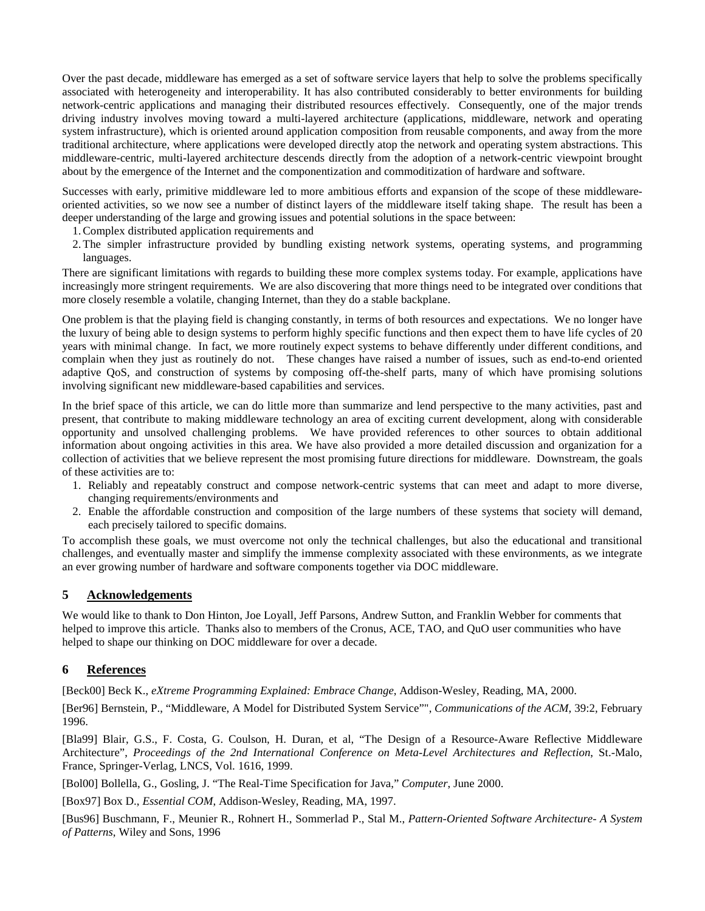Over the past decade, middleware has emerged as a set of software service layers that help to solve the problems specifically associated with heterogeneity and interoperability. It has also contributed considerably to better environments for building network-centric applications and managing their distributed resources effectively. Consequently, one of the major trends driving industry involves moving toward a multi-layered architecture (applications, middleware, network and operating system infrastructure), which is oriented around application composition from reusable components, and away from the more traditional architecture, where applications were developed directly atop the network and operating system abstractions. This middleware-centric, multi-layered architecture descends directly from the adoption of a network-centric viewpoint brought about by the emergence of the Internet and the componentization and commoditization of hardware and software.

Successes with early, primitive middleware led to more ambitious efforts and expansion of the scope of these middleware-oriented activities, so we now see a number of distinct layers of the middleware itself taking shape. The result has been a deeper understanding of the large and growing issues and potential solutions in the space between:

1. Complex distributed application requirements and
2. The simpler infrastructure provided by bundling existing network systems, operating systems, and programming languages.

There are significant limitations with regards to building these more complex systems today. For example, applications have increasingly more stringent requirements. We are also discovering that more things need to be integrated over conditions that more closely resemble a volatile, changing Internet, than they do a stable backplane.

One problem is that the playing field is changing constantly, in terms of both resources and expectations. We no longer have the luxury of being able to design systems to perform highly specific functions and then expect them to have life cycles of 20 years with minimal change. In fact, we more routinely expect systems to behave differently under different conditions, and complain when they just as routinely do not. These changes have raised a number of issues, such as end-to-end oriented adaptive QoS, and construction of systems by composing off-the-shelf parts, many of which have promising solutions involving significant new middleware-based capabilities and services.

In the brief space of this article, we can do little more than summarize and lend perspective to the many activities, past and present, that contribute to making middleware technology an area of exciting current development, along with considerable opportunity and unsolved challenging problems. We have provided references to other sources to obtain additional information about ongoing activities in this area. We have also provided a more detailed discussion and organization for a collection of activities that we believe represent the most promising future directions for middleware. Downstream, the goals of these activities are to:

1. Reliably and repeatably construct and compose network-centric systems that can meet and adapt to more diverse, changing requirements/environments and
2. Enable the affordable construction and composition of the large numbers of these systems that society will demand, each precisely tailored to specific domains.

To accomplish these goals, we must overcome not only the technical challenges, but also the educational and transitional challenges, and eventually master and simplify the immense complexity associated with these environments, as we integrate an ever growing number of hardware and software components together via DOC middleware.

## 5 Acknowledgements

We would like to thank to Don Hinton, Joe Loyall, Jeff Parsons, Andrew Sutton, and Franklin Webber for comments that helped to improve this article. Thanks also to members of the Cronus, ACE, TAO, and QuO user communities who have helped to shape our thinking on DOC middleware for over a decade.

## 6 References

[Beck00] Beck K., *eXtreme Programming Explained: Embrace Change*, Addison-Wesley, Reading, MA, 2000.

[Ber96] Bernstein, P., "Middleware, A Model for Distributed System Service"", *Communications of the ACM*, 39:2, February 1996.

[Bla99] Blair, G.S., F. Costa, G. Coulson, H. Duran, et al, "The Design of a Resource-Aware Reflective Middleware Architecture", *Proceedings of the 2nd International Conference on Meta-Level Architectures and Reflection*, St.-Malo, France, Springer-Verlag, LNCS, Vol. 1616, 1999.

[Bol00] Bollella, G., Gosling, J. "The Real-Time Specification for Java," *Computer*, June 2000.

[Box97] Box D., *Essential COM*, Addison-Wesley, Reading, MA, 1997.

[Bus96] Buschmann, F., Meunier R., Rohnert H., Sommerlad P., Stal M., *Pattern-Oriented Software Architecture- A System of Patterns*, Wiley and Sons, 1996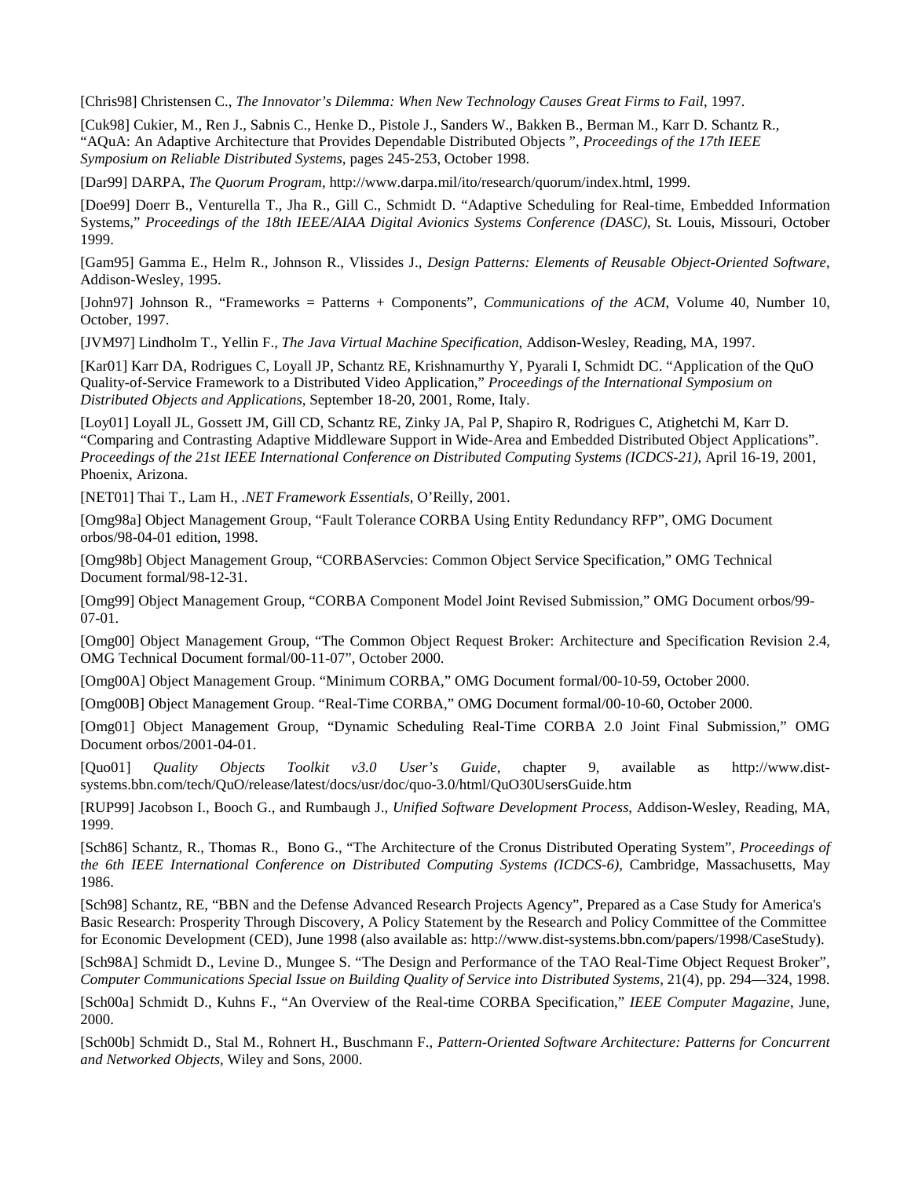[Chris98] Christensen C., *The Innovator's Dilemma: When New Technology Causes Great Firms to Fail*, 1997.

[Cuk98] Cukier, M., Ren J., Sabnis C., Henke D., Pistole J., Sanders W., Bakken B., Berman M., Karr D. Schantz R., "AQuA: An Adaptive Architecture that Provides Dependable Distributed Objects ", *Proceedings of the 17th IEEE Symposium on Reliable Distributed Systems*, pages 245-253, October 1998.

[Dar99] DARPA, *The Quorum Program*, http://www.darpa.mil/ito/research/quorum/index.html, 1999.

[Doe99] Doerr B., Venturella T., Jha R., Gill C., Schmidt D. "Adaptive Scheduling for Real-time, Embedded Information Systems," *Proceedings of the 18th IEEE/AIAA Digital Avionics Systems Conference (DASC)*, St. Louis, Missouri, October 1999.

[Gam95] Gamma E., Helm R., Johnson R., Vlissides J., *Design Patterns: Elements of Reusable Object-Oriented Software*, Addison-Wesley, 1995.

[John97] Johnson R., "Frameworks = Patterns + Components", *Communications of the ACM*, Volume 40, Number 10, October, 1997.

[JVM97] Lindholm T., Yellin F., *The Java Virtual Machine Specification*, Addison-Wesley, Reading, MA, 1997.

[Kar01] Karr DA, Rodrigues C, Loyall JP, Schantz RE, Krishnamurthy Y, Pyarali I, Schmidt DC. "Application of the QuO Quality-of-Service Framework to a Distributed Video Application," *Proceedings of the International Symposium on Distributed Objects and Applications*, September 18-20, 2001, Rome, Italy.

[Loy01] Loyall JL, Gossett JM, Gill CD, Schantz RE, Zinky JA, Pal P, Shapiro R, Rodrigues C, Atighetchi M, Karr D. "Comparing and Contrasting Adaptive Middleware Support in Wide-Area and Embedded Distributed Object Applications". *Proceedings of the 21st IEEE International Conference on Distributed Computing Systems (ICDCS-21)*, April 16-19, 2001, Phoenix, Arizona.

[NET01] Thai T., Lam H., *.NET Framework Essentials*, O'Reilly, 2001.

[Omg98a] Object Management Group, "Fault Tolerance CORBA Using Entity Redundancy RFP", OMG Document orbos/98-04-01 edition, 1998.

[Omg98b] Object Management Group, "CORBAServcies: Common Object Service Specification," OMG Technical Document formal/98-12-31.

[Omg99] Object Management Group, "CORBA Component Model Joint Revised Submission," OMG Document orbos/99-07-01.

[Omg00] Object Management Group, "The Common Object Request Broker: Architecture and Specification Revision 2.4, OMG Technical Document formal/00-11-07", October 2000.

[Omg00A] Object Management Group. "Minimum CORBA," OMG Document formal/00-10-59, October 2000.

[Omg00B] Object Management Group. "Real-Time CORBA," OMG Document formal/00-10-60, October 2000.

[Omg01] Object Management Group, "Dynamic Scheduling Real-Time CORBA 2.0 Joint Final Submission," OMG Document orbos/2001-04-01.

[Quo01] *Quality Objects Toolkit v3.0 User's Guide*, chapter 9, available as http://www.dist-systems.bbn.com/tech/QuO/release/latest/docs/usr/doc/quo-3.0/html/QuO30UsersGuide.htm

[RUP99] Jacobson I., Booch G., and Rumbaugh J., *Unified Software Development Process*, Addison-Wesley, Reading, MA, 1999.

[Sch86] Schantz, R., Thomas R., Bono G., "The Architecture of the Cronus Distributed Operating System", *Proceedings of the 6th IEEE International Conference on Distributed Computing Systems (ICDCS-6)*, Cambridge, Massachusetts, May 1986.

[Sch98] Schantz, RE, "BBN and the Defense Advanced Research Projects Agency", Prepared as a Case Study for America's Basic Research: Prosperity Through Discovery, A Policy Statement by the Research and Policy Committee of the Committee for Economic Development (CED), June 1998 (also available as: http://www.dist-systems.bbn.com/papers/1998/CaseStudy).

[Sch98A] Schmidt D., Levine D., Mungee S. "The Design and Performance of the TAO Real-Time Object Request Broker", *Computer Communications Special Issue on Building Quality of Service into Distributed Systems*, 21(4), pp. 294—324, 1998.

[Sch00a] Schmidt D., Kuhns F., "An Overview of the Real-time CORBA Specification," *IEEE Computer Magazine*, June, 2000.

[Sch00b] Schmidt D., Stal M., Rohnert H., Buschmann F., *Pattern-Oriented Software Architecture: Patterns for Concurrent and Networked Objects*, Wiley and Sons, 2000.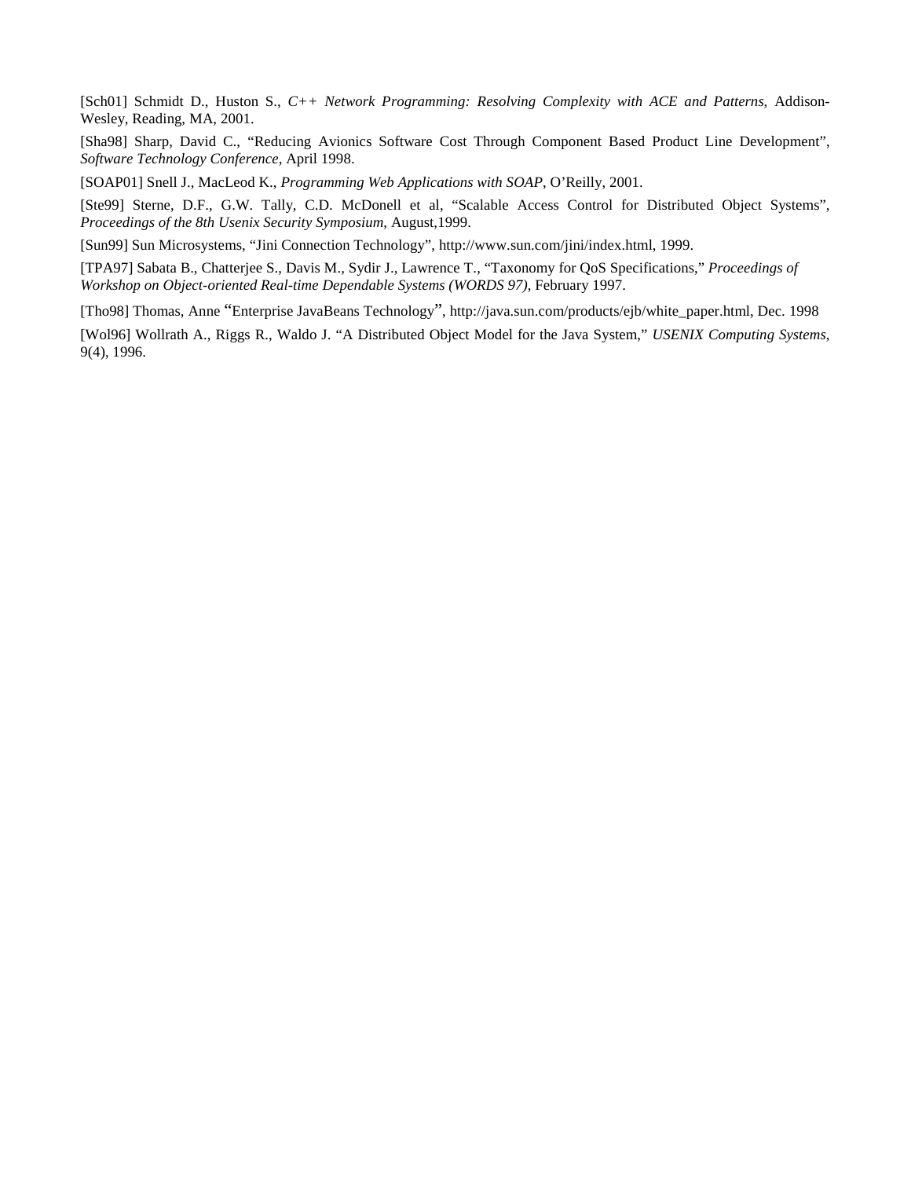[Sch01] Schmidt D., Huston S., *C++ Network Programming: Resolving Complexity with ACE and Patterns*, Addison-Wesley, Reading, MA, 2001.

[Sha98] Sharp, David C., "Reducing Avionics Software Cost Through Component Based Product Line Development", *Software Technology Conference*, April 1998.

[SOAP01] Snell J., MacLeod K., *Programming Web Applications with SOAP*, O'Reilly, 2001.

[Ste99] Sterne, D.F., G.W. Tally, C.D. McDonell et al, "Scalable Access Control for Distributed Object Systems", *Proceedings of the 8th Usenix Security Symposium*, August,1999.

[Sun99] Sun Microsystems, "Jini Connection Technology", http://www.sun.com/jini/index.html, 1999.

[TPA97] Sabata B., Chatterjee S., Davis M., Sydir J., Lawrence T., "Taxonomy for QoS Specifications," *Proceedings of Workshop on Object-oriented Real-time Dependable Systems (WORDS 97)*, February 1997.

[Tho98] Thomas, Anne "Enterprise JavaBeans Technology", http://java.sun.com/products/ejb/white_paper.html, Dec. 1998

[Wol96] Wollrath A., Riggs R., Waldo J. "A Distributed Object Model for the Java System," *USENIX Computing Systems*, 9(4), 1996.